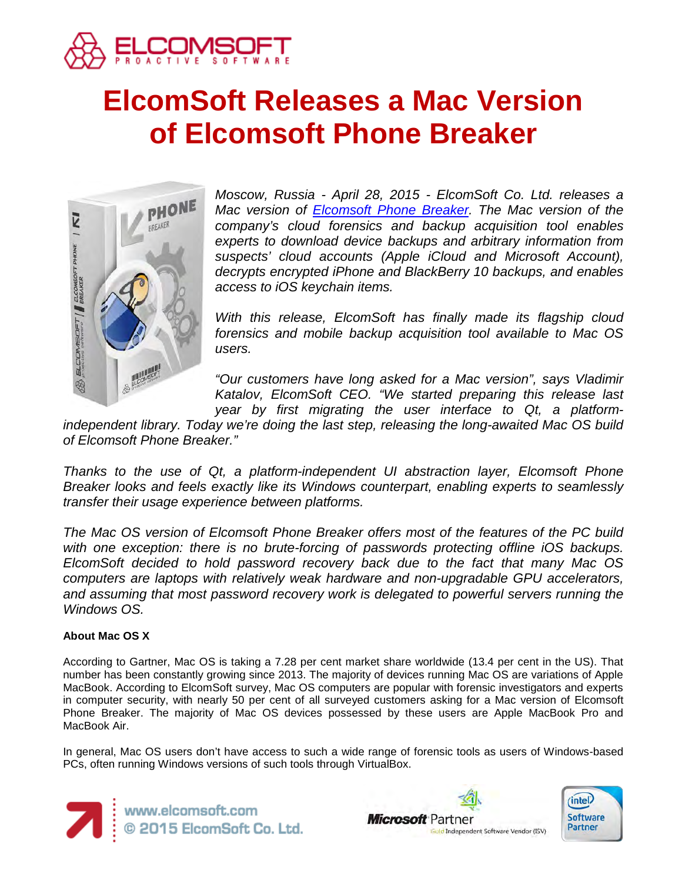# ElcomSoft Releases a Mac Version of Elcomsoft Phone Breaker

*Moscow, Russia - April 28, 2015 - ElcomSoft Co. Ltd. releases a Mac version of Elcomsoft Phone Breaker. The Mac version of the company's cloud forensics and backup acquisition tool enables experts to download device backups and arbitrary information from suspects' cloud accounts (Apple iCloud and Microsoft Account), decrypts encrypted iPhone and BlackBerry 10 backups, and enables access to iOS keychain items.*

*With this release, ElcomSoft has finally made its flagship cloud forensics and mobile backup acquisition tool available to Mac OS users.*

*"Our customers have long asked for a Mac version", says Vladimir Katalov, ElcomSoft CEO. "We started preparing this release last year by first migrating the user interface to Qt, a platform-independent library. Today we're doing the last step, releasing the long-awaited Mac OS build of Elcomsoft Phone Breaker."*

*Thanks to the use of Qt, a platform-independent UI abstraction layer, Elcomsoft Phone Breaker looks and feels exactly like its Windows counterpart, enabling experts to seamlessly transfer their usage experience between platforms.*

*The Mac OS version of Elcomsoft Phone Breaker offers most of the features of the PC build with one exception: there is no brute-forcing of passwords protecting offline iOS backups. ElcomSoft decided to hold password recovery back due to the fact that many Mac OS computers are laptops with relatively weak hardware and non-upgradable GPU accelerators, and assuming that most password recovery work is delegated to powerful servers running the Windows OS.*

**About Mac OS X**

According to Gartner, Mac OS is taking a 7.28 per cent market share worldwide (13.4 per cent in the US). That number has been constantly growing since 2013. The majority of devices running Mac OS are variations of Apple MacBook. According to ElcomSoft survey, Mac OS computers are popular with forensic investigators and experts in computer security, with nearly 50 per cent of all surveyed customers asking for a Mac version of Elcomsoft Phone Breaker. The majority of Mac OS devices possessed by these users are Apple MacBook Pro and MacBook Air.

In general, Mac OS users don't have access to such a wide range of forensic tools as users of Windows-based PCs, often running Windows versions of such tools through VirtualBox.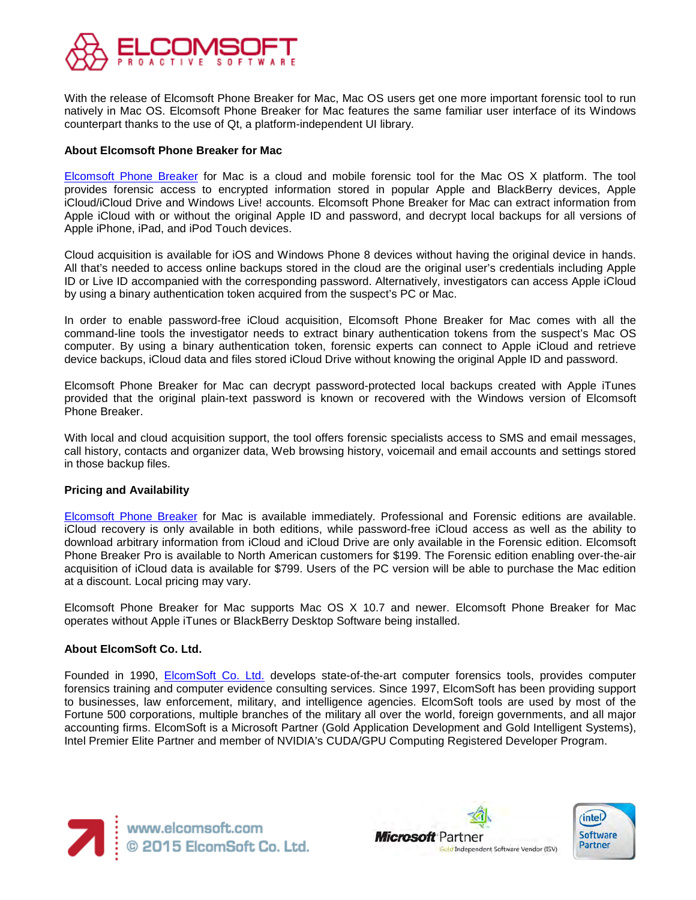With the release of Elcomsoft Phone Breaker for Mac, Mac OS users get one more important forensic tool to run natively in Mac OS. Elcomsoft Phone Breaker for Mac features the same familiar user interface of its Windows counterpart thanks to the use of Qt, a platform-independent UI library.

**About Elcomsoft Phone Breaker for Mac**

Elcomsoft Phone Breaker for Mac is a cloud and mobile forensic tool for the Mac OS X platform. The tool provides forensic access to encrypted information stored in popular Apple and BlackBerry devices, Apple iCloud/iCloud Drive and Windows Live! accounts. Elcomsoft Phone Breaker for Mac can extract information from Apple iCloud with or without the original Apple ID and password, and decrypt local backups for all versions of Apple iPhone, iPad, and iPod Touch devices.

Cloud acquisition is available for iOS and Windows Phone 8 devices without having the original device in hands. All that's needed to access online backups stored in the cloud are the original user's credentials including Apple ID or Live ID accompanied with the corresponding password. Alternatively, investigators can access Apple iCloud by using a binary authentication token acquired from the suspect's PC or Mac.

In order to enable password-free iCloud acquisition, Elcomsoft Phone Breaker for Mac comes with all the command-line tools the investigator needs to extract binary authentication tokens from the suspect's Mac OS computer. By using a binary authentication token, forensic experts can connect to Apple iCloud and retrieve device backups, iCloud data and files stored iCloud Drive without knowing the original Apple ID and password.

Elcomsoft Phone Breaker for Mac can decrypt password-protected local backups created with Apple iTunes provided that the original plain-text password is known or recovered with the Windows version of Elcomsoft Phone Breaker.

With local and cloud acquisition support, the tool offers forensic specialists access to SMS and email messages, call history, contacts and organizer data, Web browsing history, voicemail and email accounts and settings stored in those backup files.

**Pricing and Availability**

Elcomsoft Phone Breaker for Mac is available immediately. Professional and Forensic editions are available. iCloud recovery is only available in both editions, while password-free iCloud access as well as the ability to download arbitrary information from iCloud and iCloud Drive are only available in the Forensic edition. Elcomsoft Phone Breaker Pro is available to North American customers for $199. The Forensic edition enabling over-the-air acquisition of iCloud data is available for $799. Users of the PC version will be able to purchase the Mac edition at a discount. Local pricing may vary.

Elcomsoft Phone Breaker for Mac supports Mac OS X 10.7 and newer. Elcomsoft Phone Breaker for Mac operates without Apple iTunes or BlackBerry Desktop Software being installed.

**About ElcomSoft Co. Ltd.**

Founded in 1990, ElcomSoft Co. Ltd. develops state-of-the-art computer forensics tools, provides computer forensics training and computer evidence consulting services. Since 1997, ElcomSoft has been providing support to businesses, law enforcement, military, and intelligence agencies. ElcomSoft tools are used by most of the Fortune 500 corporations, multiple branches of the military all over the world, foreign governments, and all major accounting firms. ElcomSoft is a Microsoft Partner (Gold Application Development and Gold Intelligent Systems), Intel Premier Elite Partner and member of NVIDIA's CUDA/GPU Computing Registered Developer Program.

www.elcomsoft.com
© 2015 ElcomSoft Co. Ltd.